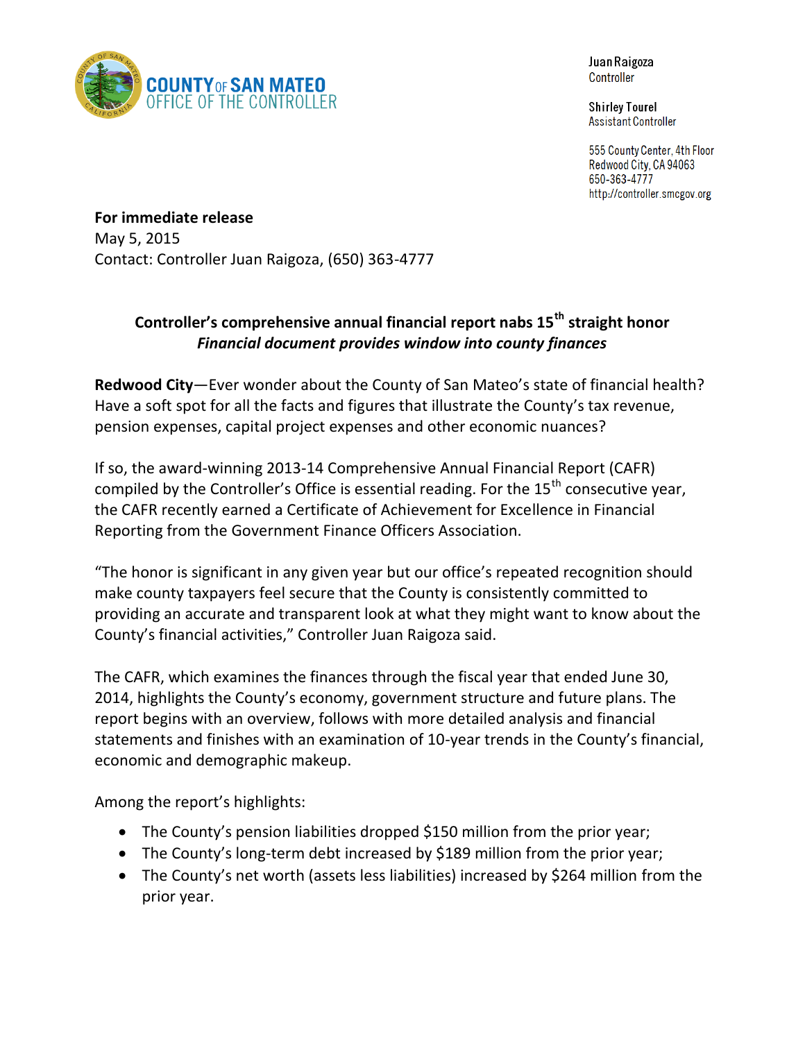**COUNTY OF SAN MATEO**
**OFFICE OF THE CONTROLLER**

Juan Raigoza
Controller

Shirley Tourel
Assistant Controller

555 County Center, 4th Floor
Redwood City, CA 94063
650-363-4777
http://controller.smcgov.org

**For immediate release**
May 5, 2015
Contact: Controller Juan Raigoza, (650) 363-4777

## Controller's comprehensive annual financial report nabs 15th straight honor

***Financial document provides window into county finances***

**Redwood City**—Ever wonder about the County of San Mateo's state of financial health? Have a soft spot for all the facts and figures that illustrate the County's tax revenue, pension expenses, capital project expenses and other economic nuances?

If so, the award-winning 2013-14 Comprehensive Annual Financial Report (CAFR) compiled by the Controller's Office is essential reading. For the 15th consecutive year, the CAFR recently earned a Certificate of Achievement for Excellence in Financial Reporting from the Government Finance Officers Association.

"The honor is significant in any given year but our office's repeated recognition should make county taxpayers feel secure that the County is consistently committed to providing an accurate and transparent look at what they might want to know about the County's financial activities," Controller Juan Raigoza said.

The CAFR, which examines the finances through the fiscal year that ended June 30, 2014, highlights the County's economy, government structure and future plans. The report begins with an overview, follows with more detailed analysis and financial statements and finishes with an examination of 10-year trends in the County's financial, economic and demographic makeup.

Among the report's highlights:

- The County's pension liabilities dropped $150 million from the prior year;
- The County's long-term debt increased by $189 million from the prior year;
- The County's net worth (assets less liabilities) increased by $264 million from the prior year.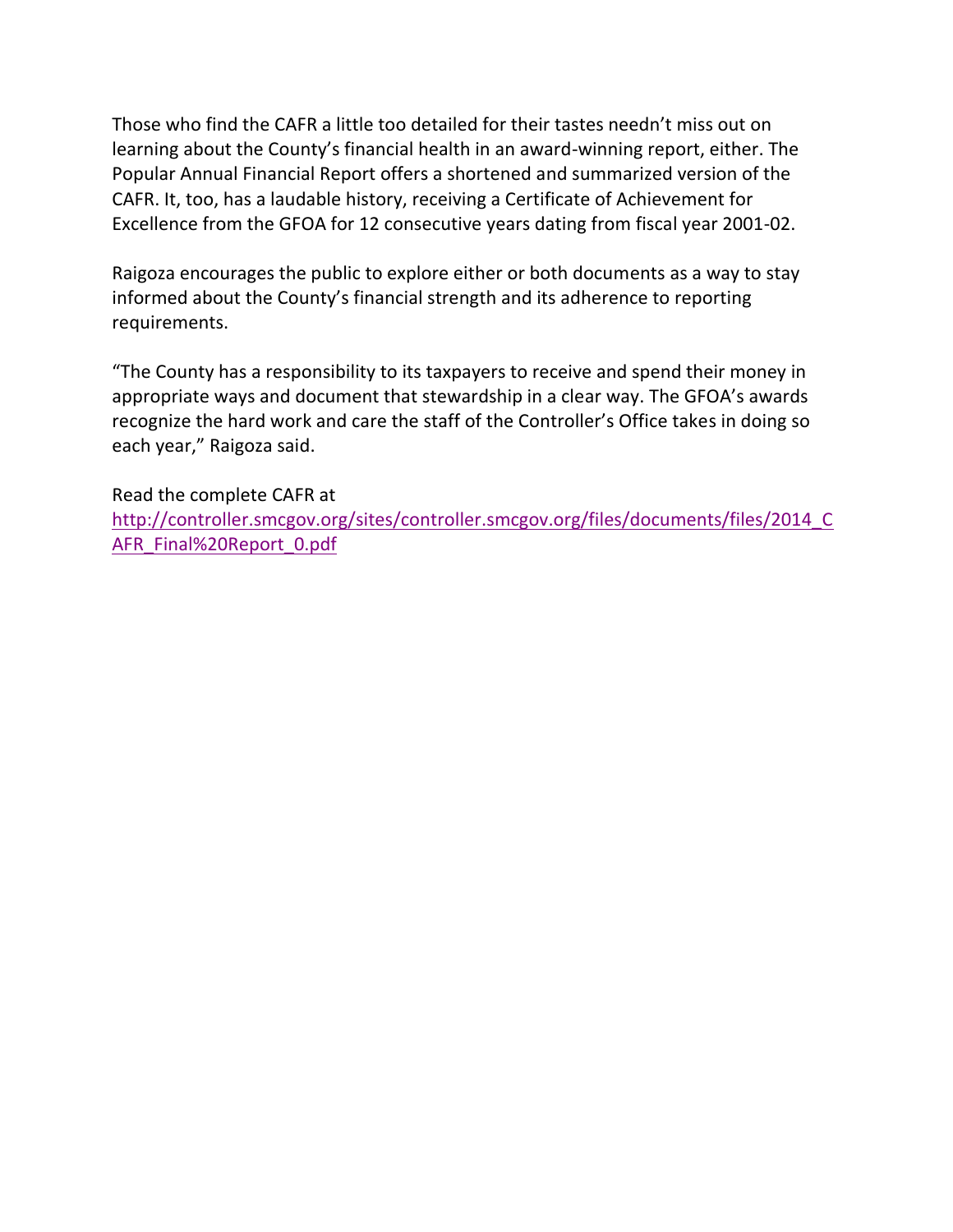Those who find the CAFR a little too detailed for their tastes needn't miss out on learning about the County's financial health in an award-winning report, either. The Popular Annual Financial Report offers a shortened and summarized version of the CAFR. It, too, has a laudable history, receiving a Certificate of Achievement for Excellence from the GFOA for 12 consecutive years dating from fiscal year 2001-02.

Raigoza encourages the public to explore either or both documents as a way to stay informed about the County's financial strength and its adherence to reporting requirements.

"The County has a responsibility to its taxpayers to receive and spend their money in appropriate ways and document that stewardship in a clear way. The GFOA's awards recognize the hard work and care the staff of the Controller's Office takes in doing so each year," Raigoza said.

Read the complete CAFR at [http://controller.smcgov.org/sites/controller.smcgov.org/files/documents/files/2014_CAFR_Final%20Report_0.pdf](http://controller.smcgov.org/sites/controller.smcgov.org/files/documents/files/2014_CAFR_Final%20Report_0.pdf)